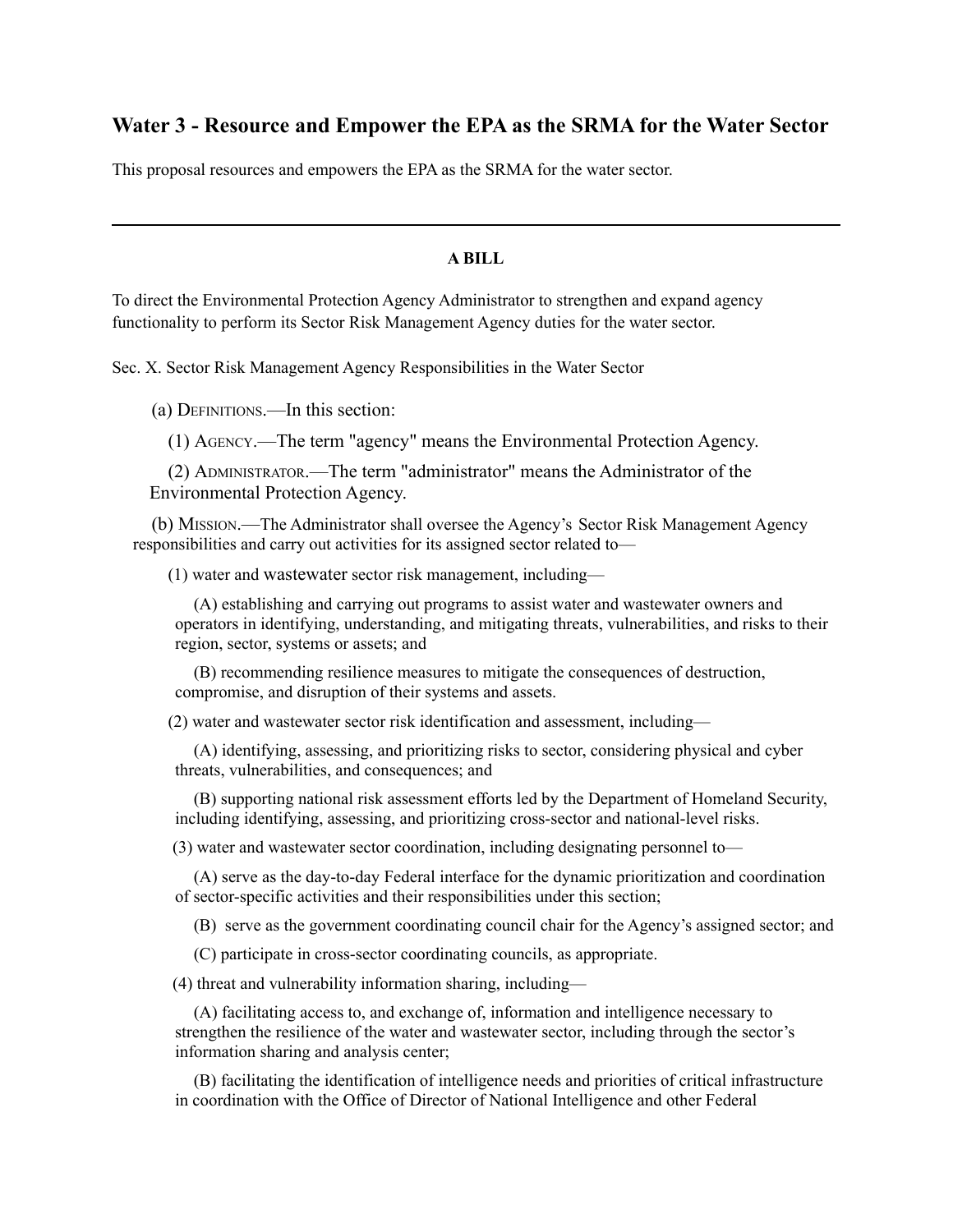## Water 3 - Resource and Empower the EPA as the SRMA for the Water Sector

This proposal resources and empowers the EPA as the SRMA for the water sector.

---

**A BILL**

To direct the Environmental Protection Agency Administrator to strengthen and expand agency functionality to perform its Sector Risk Management Agency duties for the water sector.

Sec. X. Sector Risk Management Agency Responsibilities in the Water Sector

(a) DEFINITIONS.—In this section:

(1) AGENCY.—The term "agency" means the Environmental Protection Agency.

(2) ADMINISTRATOR.—The term "administrator" means the Administrator of the Environmental Protection Agency.

(b) MISSION.—The Administrator shall oversee the Agency's Sector Risk Management Agency responsibilities and carry out activities for its assigned sector related to—

(1) water and wastewater sector risk management, including—

(A) establishing and carrying out programs to assist water and wastewater owners and operators in identifying, understanding, and mitigating threats, vulnerabilities, and risks to their region, sector, systems or assets; and

(B) recommending resilience measures to mitigate the consequences of destruction, compromise, and disruption of their systems and assets.

(2) water and wastewater sector risk identification and assessment, including—

(A) identifying, assessing, and prioritizing risks to sector, considering physical and cyber threats, vulnerabilities, and consequences; and

(B) supporting national risk assessment efforts led by the Department of Homeland Security, including identifying, assessing, and prioritizing cross-sector and national-level risks.

(3) water and wastewater sector coordination, including designating personnel to—

(A) serve as the day-to-day Federal interface for the dynamic prioritization and coordination of sector-specific activities and their responsibilities under this section;

(B) serve as the government coordinating council chair for the Agency's assigned sector; and

(C) participate in cross-sector coordinating councils, as appropriate.

(4) threat and vulnerability information sharing, including—

(A) facilitating access to, and exchange of, information and intelligence necessary to strengthen the resilience of the water and wastewater sector, including through the sector's information sharing and analysis center;

(B) facilitating the identification of intelligence needs and priorities of critical infrastructure in coordination with the Office of Director of National Intelligence and other Federal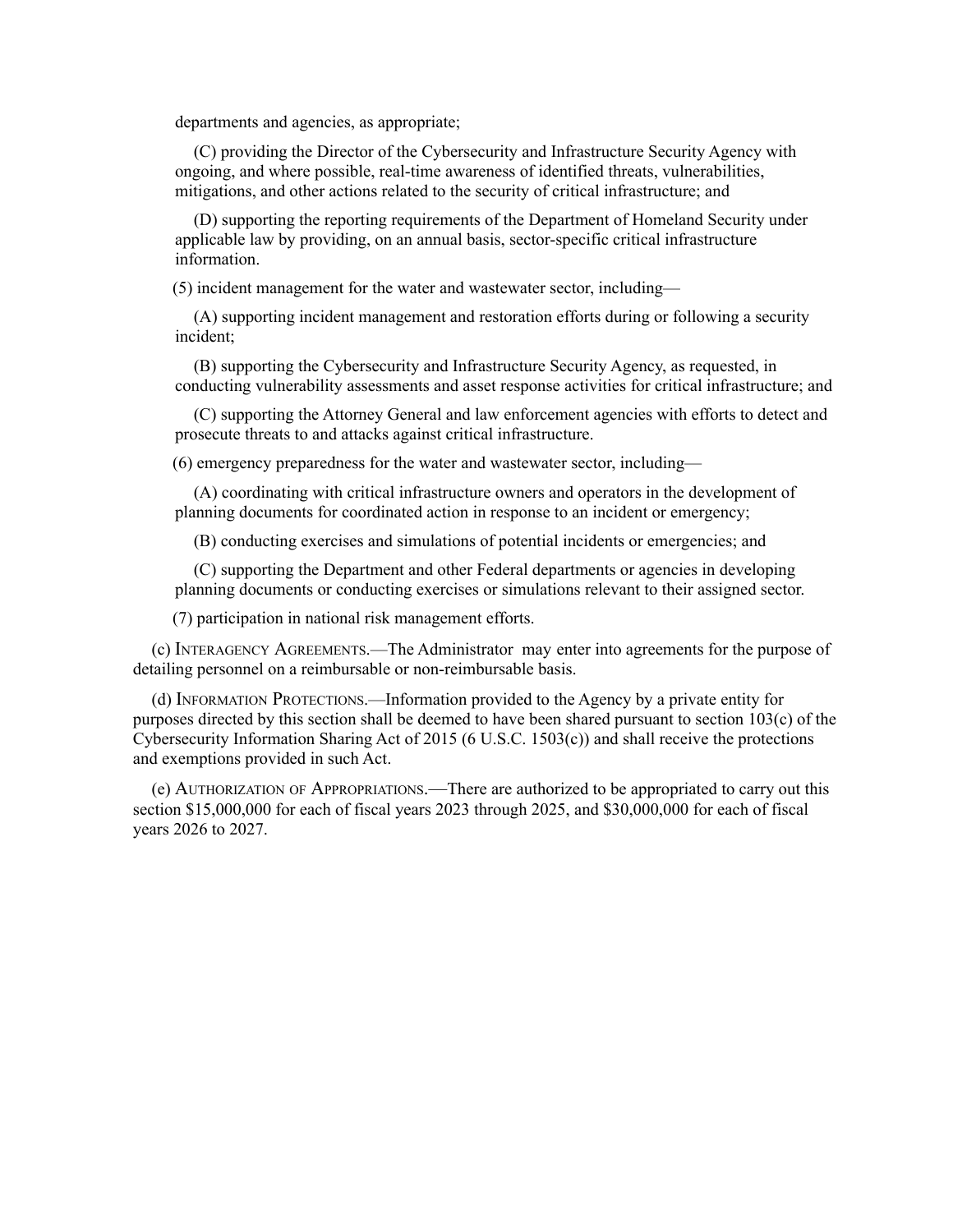departments and agencies, as appropriate;

(C) providing the Director of the Cybersecurity and Infrastructure Security Agency with ongoing, and where possible, real-time awareness of identified threats, vulnerabilities, mitigations, and other actions related to the security of critical infrastructure; and

(D) supporting the reporting requirements of the Department of Homeland Security under applicable law by providing, on an annual basis, sector-specific critical infrastructure information.

(5) incident management for the water and wastewater sector, including—

(A) supporting incident management and restoration efforts during or following a security incident;

(B) supporting the Cybersecurity and Infrastructure Security Agency, as requested, in conducting vulnerability assessments and asset response activities for critical infrastructure; and

(C) supporting the Attorney General and law enforcement agencies with efforts to detect and prosecute threats to and attacks against critical infrastructure.

(6) emergency preparedness for the water and wastewater sector, including—

(A) coordinating with critical infrastructure owners and operators in the development of planning documents for coordinated action in response to an incident or emergency;

(B) conducting exercises and simulations of potential incidents or emergencies; and

(C) supporting the Department and other Federal departments or agencies in developing planning documents or conducting exercises or simulations relevant to their assigned sector.

(7) participation in national risk management efforts.

(c) Interagency Agreements.—The Administrator may enter into agreements for the purpose of detailing personnel on a reimbursable or non-reimbursable basis.

(d) Information Protections.—Information provided to the Agency by a private entity for purposes directed by this section shall be deemed to have been shared pursuant to section 103(c) of the Cybersecurity Information Sharing Act of 2015 (6 U.S.C. 1503(c)) and shall receive the protections and exemptions provided in such Act.

(e) Authorization of Appropriations.—There are authorized to be appropriated to carry out this section $15,000,000 for each of fiscal years 2023 through 2025, and $30,000,000 for each of fiscal years 2026 to 2027.